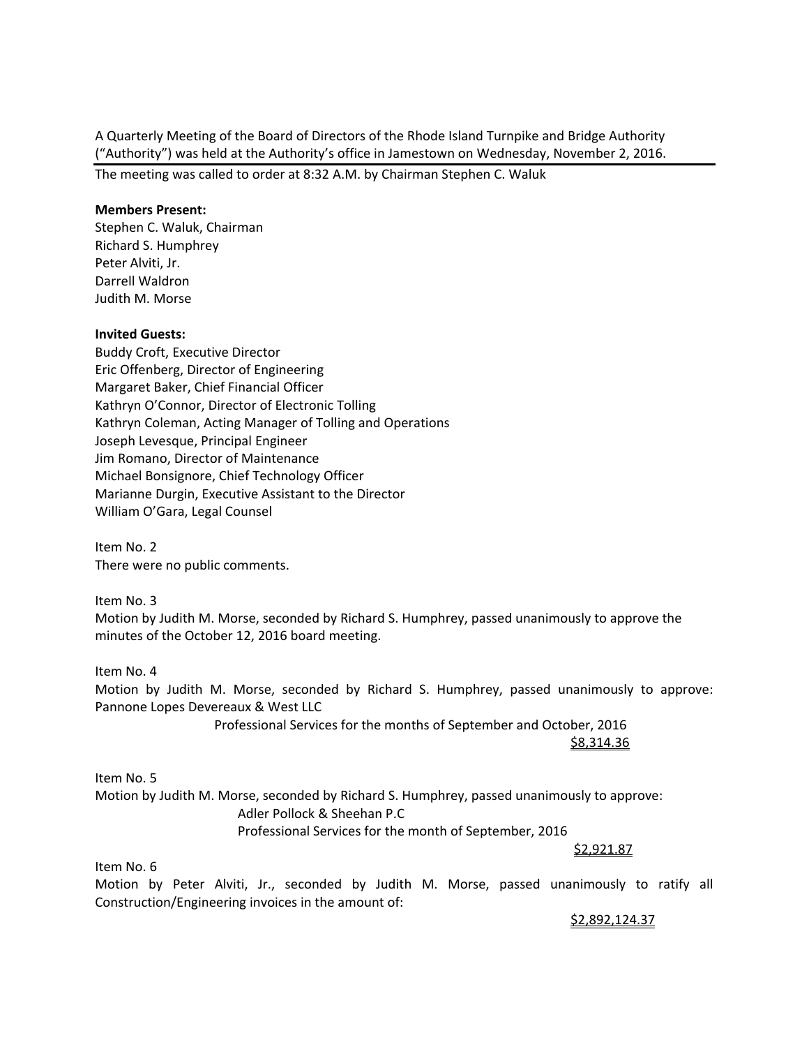A Quarterly Meeting of the Board of Directors of the Rhode Island Turnpike and Bridge Authority ("Authority") was held at the Authority's office in Jamestown on Wednesday, November 2, 2016.

---

The meeting was called to order at 8:32 A.M. by Chairman Stephen C. Waluk

**Members Present:**
Stephen C. Waluk, Chairman
Richard S. Humphrey
Peter Alviti, Jr.
Darrell Waldron
Judith M. Morse

**Invited Guests:**
Buddy Croft, Executive Director
Eric Offenberg, Director of Engineering
Margaret Baker, Chief Financial Officer
Kathryn O'Connor, Director of Electronic Tolling
Kathryn Coleman, Acting Manager of Tolling and Operations
Joseph Levesque, Principal Engineer
Jim Romano, Director of Maintenance
Michael Bonsignore, Chief Technology Officer
Marianne Durgin, Executive Assistant to the Director
William O'Gara, Legal Counsel

Item No. 2
There were no public comments.

Item No. 3
Motion by Judith M. Morse, seconded by Richard S. Humphrey, passed unanimously to approve the minutes of the October 12, 2016 board meeting.

Item No. 4
Motion by Judith M. Morse, seconded by Richard S. Humphrey, passed unanimously to approve: Pannone Lopes Devereaux & West LLC

Professional Services for the months of September and October, 2016

<u>$8,314.36</u>

Item No. 5
Motion by Judith M. Morse, seconded by Richard S. Humphrey, passed unanimously to approve:

Adler Pollock & Sheehan P.C
Professional Services for the month of September, 2016

<u>$2,921.87</u>

Item No. 6
Motion by Peter Alviti, Jr., seconded by Judith M. Morse, passed unanimously to ratify all Construction/Engineering invoices in the amount of:

<u>$2,892,124.37</u>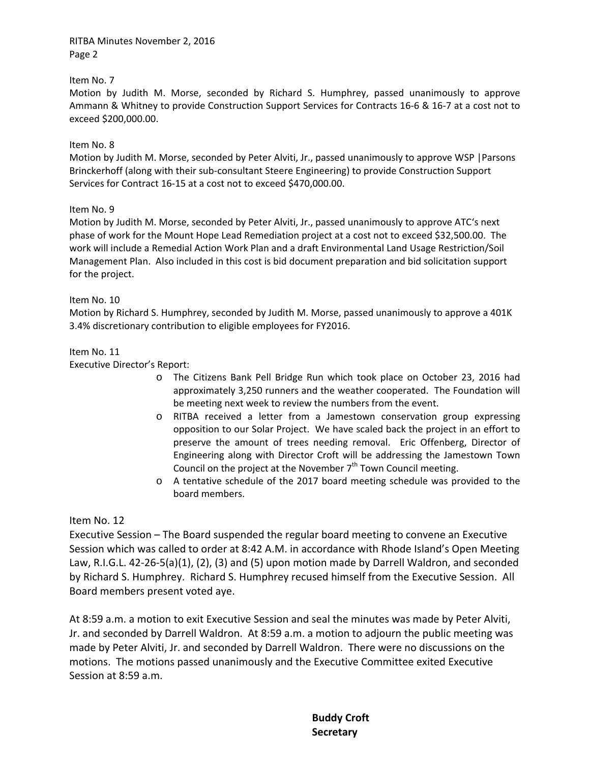Item No. 7

Motion by Judith M. Morse, seconded by Richard S. Humphrey, passed unanimously to approve Ammann & Whitney to provide Construction Support Services for Contracts 16-6 & 16-7 at a cost not to exceed $200,000.00.

Item No. 8

Motion by Judith M. Morse, seconded by Peter Alviti, Jr., passed unanimously to approve WSP |Parsons Brinckerhoff (along with their sub-consultant Steere Engineering) to provide Construction Support Services for Contract 16-15 at a cost not to exceed $470,000.00.

Item No. 9

Motion by Judith M. Morse, seconded by Peter Alviti, Jr., passed unanimously to approve ATC's next phase of work for the Mount Hope Lead Remediation project at a cost not to exceed $32,500.00. The work will include a Remedial Action Work Plan and a draft Environmental Land Usage Restriction/Soil Management Plan. Also included in this cost is bid document preparation and bid solicitation support for the project.

Item No. 10

Motion by Richard S. Humphrey, seconded by Judith M. Morse, passed unanimously to approve a 401K 3.4% discretionary contribution to eligible employees for FY2016.

Item No. 11

Executive Director's Report:

- The Citizens Bank Pell Bridge Run which took place on October 23, 2016 had approximately 3,250 runners and the weather cooperated. The Foundation will be meeting next week to review the numbers from the event.
- RITBA received a letter from a Jamestown conservation group expressing opposition to our Solar Project. We have scaled back the project in an effort to preserve the amount of trees needing removal. Eric Offenberg, Director of Engineering along with Director Croft will be addressing the Jamestown Town Council on the project at the November 7th Town Council meeting.
- A tentative schedule of the 2017 board meeting schedule was provided to the board members.

Item No. 12

Executive Session – The Board suspended the regular board meeting to convene an Executive Session which was called to order at 8:42 A.M. in accordance with Rhode Island's Open Meeting Law, R.I.G.L. 42-26-5(a)(1), (2), (3) and (5) upon motion made by Darrell Waldron, and seconded by Richard S. Humphrey. Richard S. Humphrey recused himself from the Executive Session. All Board members present voted aye.

At 8:59 a.m. a motion to exit Executive Session and seal the minutes was made by Peter Alviti, Jr. and seconded by Darrell Waldron. At 8:59 a.m. a motion to adjourn the public meeting was made by Peter Alviti, Jr. and seconded by Darrell Waldron. There were no discussions on the motions. The motions passed unanimously and the Executive Committee exited Executive Session at 8:59 a.m.

**Buddy Croft**
**Secretary**